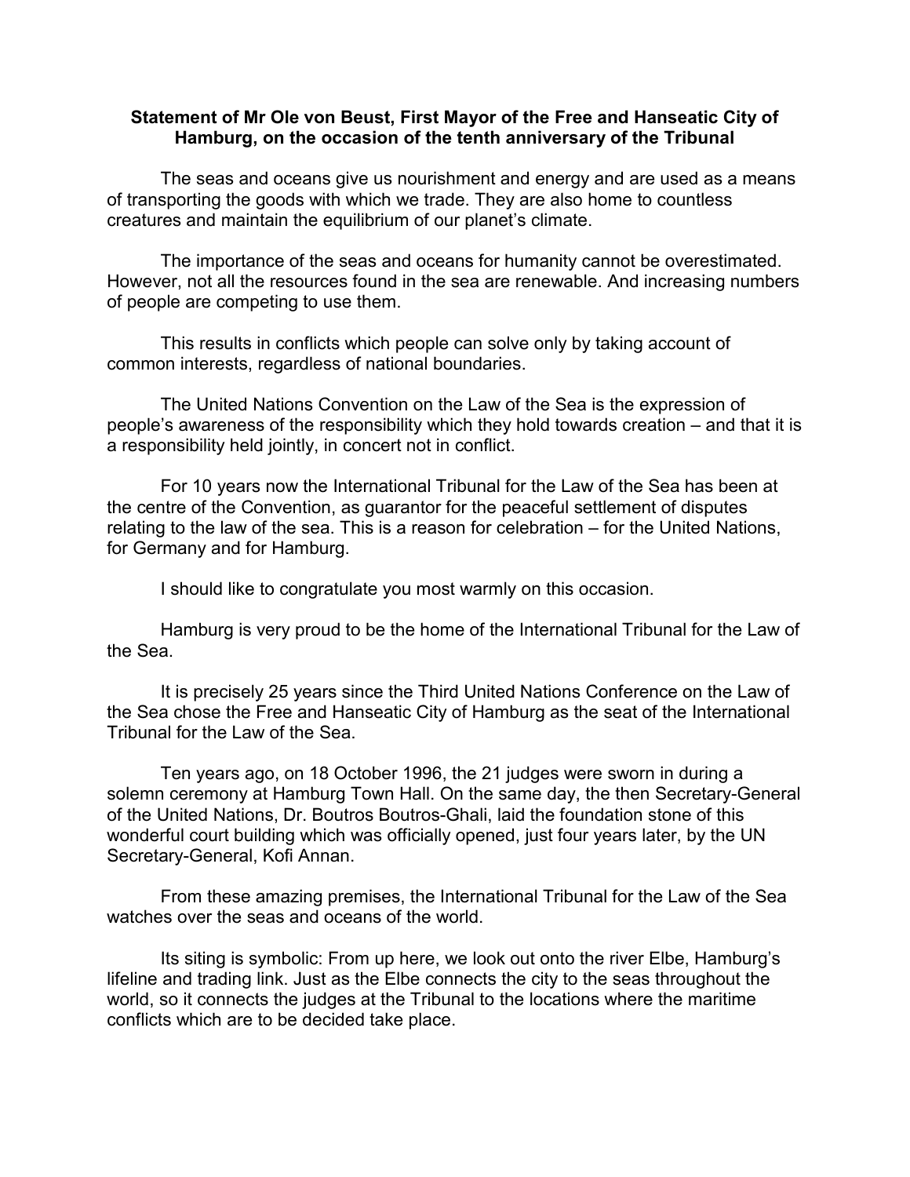**Statement of Mr Ole von Beust, First Mayor of the Free and Hanseatic City of Hamburg, on the occasion of the tenth anniversary of the Tribunal**

The seas and oceans give us nourishment and energy and are used as a means of transporting the goods with which we trade. They are also home to countless creatures and maintain the equilibrium of our planet's climate.

The importance of the seas and oceans for humanity cannot be overestimated. However, not all the resources found in the sea are renewable. And increasing numbers of people are competing to use them.

This results in conflicts which people can solve only by taking account of common interests, regardless of national boundaries.

The United Nations Convention on the Law of the Sea is the expression of people's awareness of the responsibility which they hold towards creation – and that it is a responsibility held jointly, in concert not in conflict.

For 10 years now the International Tribunal for the Law of the Sea has been at the centre of the Convention, as guarantor for the peaceful settlement of disputes relating to the law of the sea. This is a reason for celebration – for the United Nations, for Germany and for Hamburg.

I should like to congratulate you most warmly on this occasion.

Hamburg is very proud to be the home of the International Tribunal for the Law of the Sea.

It is precisely 25 years since the Third United Nations Conference on the Law of the Sea chose the Free and Hanseatic City of Hamburg as the seat of the International Tribunal for the Law of the Sea.

Ten years ago, on 18 October 1996, the 21 judges were sworn in during a solemn ceremony at Hamburg Town Hall. On the same day, the then Secretary-General of the United Nations, Dr. Boutros Boutros-Ghali, laid the foundation stone of this wonderful court building which was officially opened, just four years later, by the UN Secretary-General, Kofi Annan.

From these amazing premises, the International Tribunal for the Law of the Sea watches over the seas and oceans of the world.

Its siting is symbolic: From up here, we look out onto the river Elbe, Hamburg's lifeline and trading link. Just as the Elbe connects the city to the seas throughout the world, so it connects the judges at the Tribunal to the locations where the maritime conflicts which are to be decided take place.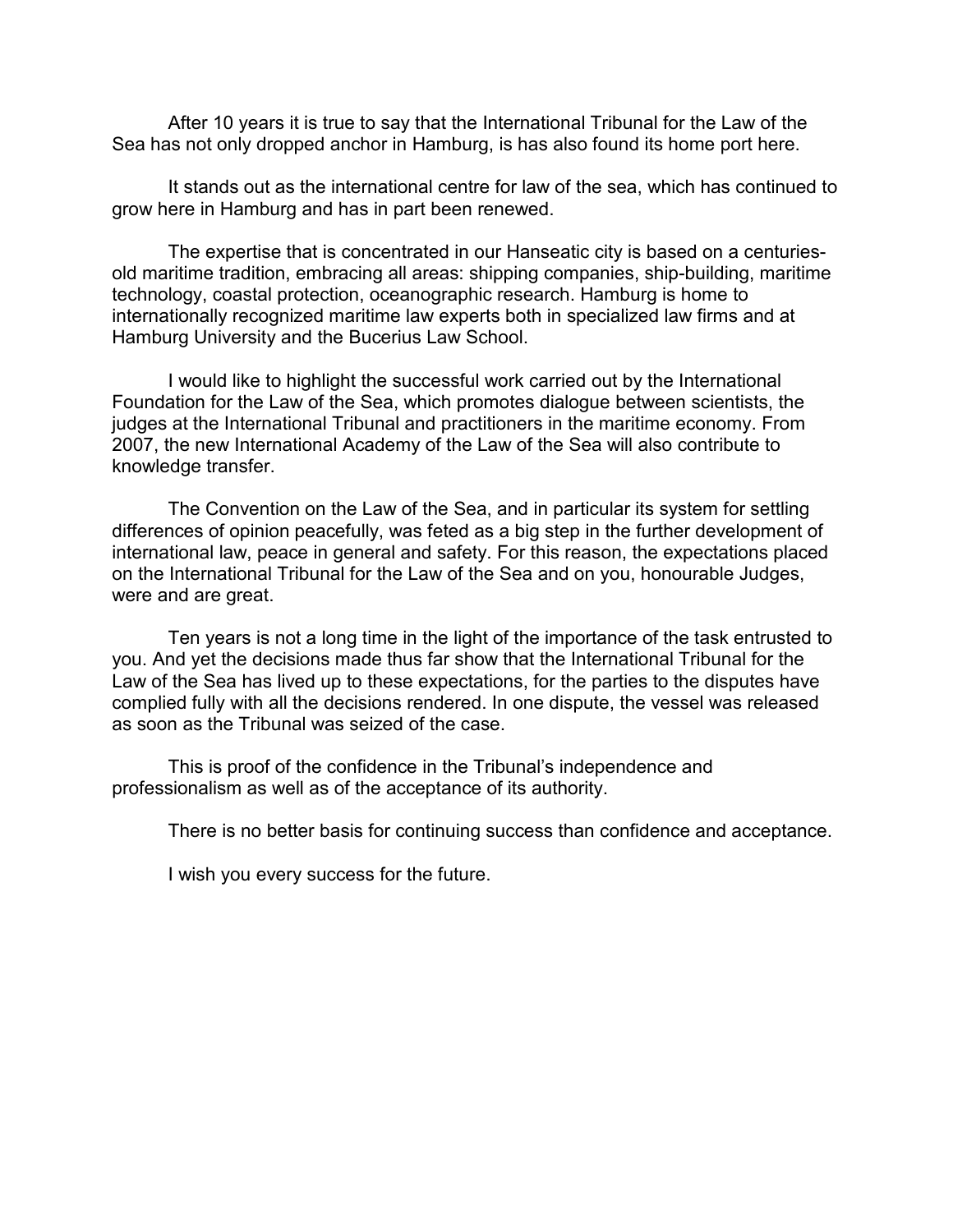After 10 years it is true to say that the International Tribunal for the Law of the Sea has not only dropped anchor in Hamburg, is has also found its home port here.

It stands out as the international centre for law of the sea, which has continued to grow here in Hamburg and has in part been renewed.

The expertise that is concentrated in our Hanseatic city is based on a centuries-old maritime tradition, embracing all areas: shipping companies, ship-building, maritime technology, coastal protection, oceanographic research. Hamburg is home to internationally recognized maritime law experts both in specialized law firms and at Hamburg University and the Bucerius Law School.

I would like to highlight the successful work carried out by the International Foundation for the Law of the Sea, which promotes dialogue between scientists, the judges at the International Tribunal and practitioners in the maritime economy. From 2007, the new International Academy of the Law of the Sea will also contribute to knowledge transfer.

The Convention on the Law of the Sea, and in particular its system for settling differences of opinion peacefully, was feted as a big step in the further development of international law, peace in general and safety. For this reason, the expectations placed on the International Tribunal for the Law of the Sea and on you, honourable Judges, were and are great.

Ten years is not a long time in the light of the importance of the task entrusted to you. And yet the decisions made thus far show that the International Tribunal for the Law of the Sea has lived up to these expectations, for the parties to the disputes have complied fully with all the decisions rendered. In one dispute, the vessel was released as soon as the Tribunal was seized of the case.

This is proof of the confidence in the Tribunal's independence and professionalism as well as of the acceptance of its authority.

There is no better basis for continuing success than confidence and acceptance.

I wish you every success for the future.